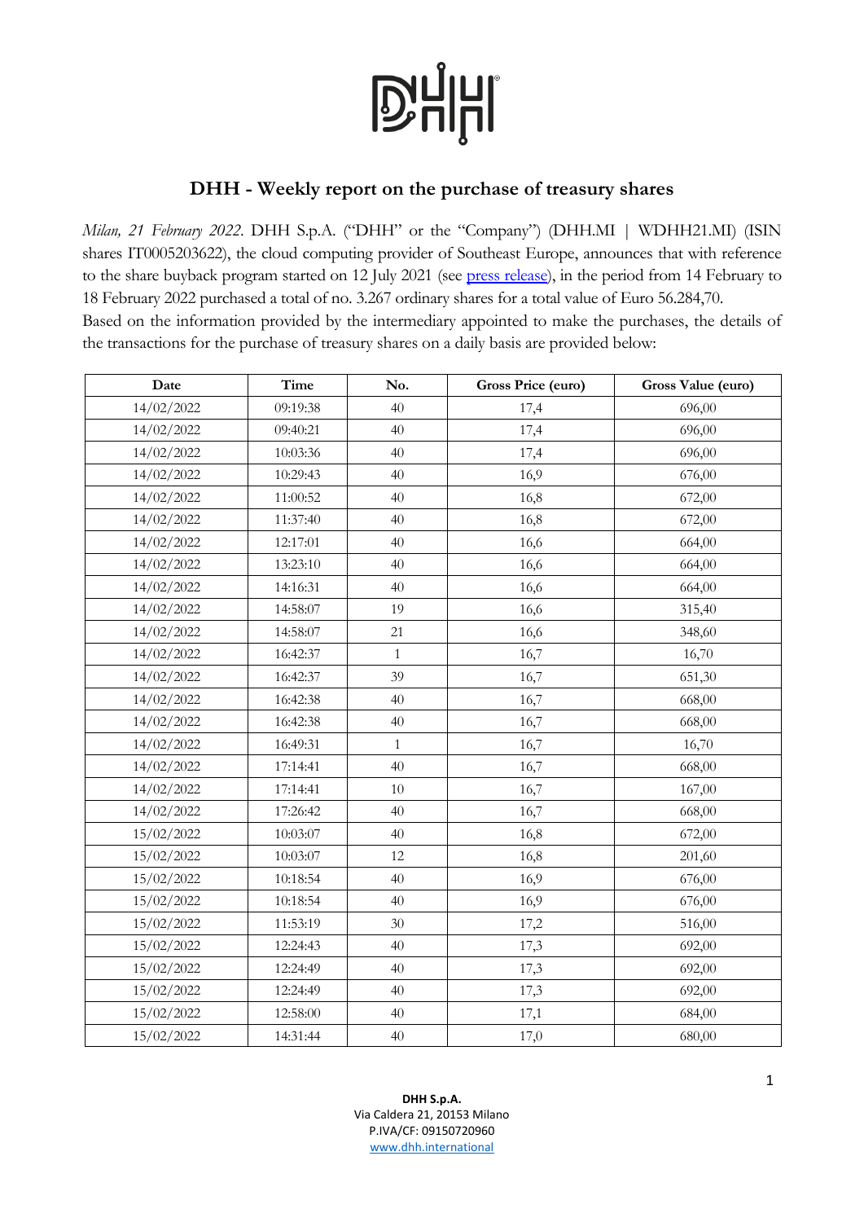# DHH - Weekly report on the purchase of treasury shares

*Milan, 21 February 2022*. DHH S.p.A. ("DHH" or the "Company") (DHH.MI | WDHH21.MI) (ISIN shares IT0005203622), the cloud computing provider of Southeast Europe, announces that with reference to the share buyback program started on 12 July 2021 (see press release), in the period from 14 February to 18 February 2022 purchased a total of no. 3.267 ordinary shares for a total value of Euro 56.284,70.

Based on the information provided by the intermediary appointed to make the purchases, the details of the transactions for the purchase of treasury shares on a daily basis are provided below:

| Date | Time | No. | Gross Price (euro) | Gross Value (euro) |
|---|---|---|---|---|
| 14/02/2022 | 09:19:38 | 40 | 17,4 | 696,00 |
| 14/02/2022 | 09:40:21 | 40 | 17,4 | 696,00 |
| 14/02/2022 | 10:03:36 | 40 | 17,4 | 696,00 |
| 14/02/2022 | 10:29:43 | 40 | 16,9 | 676,00 |
| 14/02/2022 | 11:00:52 | 40 | 16,8 | 672,00 |
| 14/02/2022 | 11:37:40 | 40 | 16,8 | 672,00 |
| 14/02/2022 | 12:17:01 | 40 | 16,6 | 664,00 |
| 14/02/2022 | 13:23:10 | 40 | 16,6 | 664,00 |
| 14/02/2022 | 14:16:31 | 40 | 16,6 | 664,00 |
| 14/02/2022 | 14:58:07 | 19 | 16,6 | 315,40 |
| 14/02/2022 | 14:58:07 | 21 | 16,6 | 348,60 |
| 14/02/2022 | 16:42:37 | 1 | 16,7 | 16,70 |
| 14/02/2022 | 16:42:37 | 39 | 16,7 | 651,30 |
| 14/02/2022 | 16:42:38 | 40 | 16,7 | 668,00 |
| 14/02/2022 | 16:42:38 | 40 | 16,7 | 668,00 |
| 14/02/2022 | 16:49:31 | 1 | 16,7 | 16,70 |
| 14/02/2022 | 17:14:41 | 40 | 16,7 | 668,00 |
| 14/02/2022 | 17:14:41 | 10 | 16,7 | 167,00 |
| 14/02/2022 | 17:26:42 | 40 | 16,7 | 668,00 |
| 15/02/2022 | 10:03:07 | 40 | 16,8 | 672,00 |
| 15/02/2022 | 10:03:07 | 12 | 16,8 | 201,60 |
| 15/02/2022 | 10:18:54 | 40 | 16,9 | 676,00 |
| 15/02/2022 | 10:18:54 | 40 | 16,9 | 676,00 |
| 15/02/2022 | 11:53:19 | 30 | 17,2 | 516,00 |
| 15/02/2022 | 12:24:43 | 40 | 17,3 | 692,00 |
| 15/02/2022 | 12:24:49 | 40 | 17,3 | 692,00 |
| 15/02/2022 | 12:24:49 | 40 | 17,3 | 692,00 |
| 15/02/2022 | 12:58:00 | 40 | 17,1 | 684,00 |
| 15/02/2022 | 14:31:44 | 40 | 17,0 | 680,00 |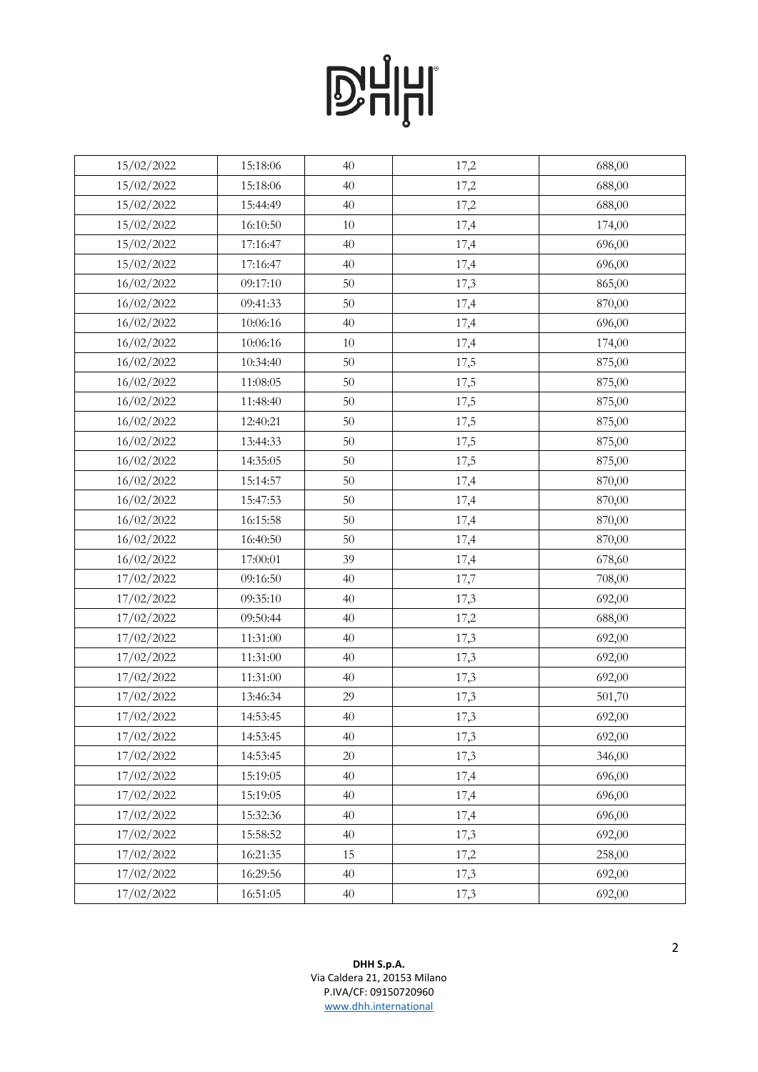| | | | | |
|---|---|---|---|---|
| 15/02/2022 | 15:18:06 | 40 | 17,2 | 688,00 |
| 15/02/2022 | 15:18:06 | 40 | 17,2 | 688,00 |
| 15/02/2022 | 15:44:49 | 40 | 17,2 | 688,00 |
| 15/02/2022 | 16:10:50 | 10 | 17,4 | 174,00 |
| 15/02/2022 | 17:16:47 | 40 | 17,4 | 696,00 |
| 15/02/2022 | 17:16:47 | 40 | 17,4 | 696,00 |
| 16/02/2022 | 09:17:10 | 50 | 17,3 | 865,00 |
| 16/02/2022 | 09:41:33 | 50 | 17,4 | 870,00 |
| 16/02/2022 | 10:06:16 | 40 | 17,4 | 696,00 |
| 16/02/2022 | 10:06:16 | 10 | 17,4 | 174,00 |
| 16/02/2022 | 10:34:40 | 50 | 17,5 | 875,00 |
| 16/02/2022 | 11:08:05 | 50 | 17,5 | 875,00 |
| 16/02/2022 | 11:48:40 | 50 | 17,5 | 875,00 |
| 16/02/2022 | 12:40:21 | 50 | 17,5 | 875,00 |
| 16/02/2022 | 13:44:33 | 50 | 17,5 | 875,00 |
| 16/02/2022 | 14:35:05 | 50 | 17,5 | 875,00 |
| 16/02/2022 | 15:14:57 | 50 | 17,4 | 870,00 |
| 16/02/2022 | 15:47:53 | 50 | 17,4 | 870,00 |
| 16/02/2022 | 16:15:58 | 50 | 17,4 | 870,00 |
| 16/02/2022 | 16:40:50 | 50 | 17,4 | 870,00 |
| 16/02/2022 | 17:00:01 | 39 | 17,4 | 678,60 |
| 17/02/2022 | 09:16:50 | 40 | 17,7 | 708,00 |
| 17/02/2022 | 09:35:10 | 40 | 17,3 | 692,00 |
| 17/02/2022 | 09:50:44 | 40 | 17,2 | 688,00 |
| 17/02/2022 | 11:31:00 | 40 | 17,3 | 692,00 |
| 17/02/2022 | 11:31:00 | 40 | 17,3 | 692,00 |
| 17/02/2022 | 11:31:00 | 40 | 17,3 | 692,00 |
| 17/02/2022 | 13:46:34 | 29 | 17,3 | 501,70 |
| 17/02/2022 | 14:53:45 | 40 | 17,3 | 692,00 |
| 17/02/2022 | 14:53:45 | 40 | 17,3 | 692,00 |
| 17/02/2022 | 14:53:45 | 20 | 17,3 | 346,00 |
| 17/02/2022 | 15:19:05 | 40 | 17,4 | 696,00 |
| 17/02/2022 | 15:19:05 | 40 | 17,4 | 696,00 |
| 17/02/2022 | 15:32:36 | 40 | 17,4 | 696,00 |
| 17/02/2022 | 15:58:52 | 40 | 17,3 | 692,00 |
| 17/02/2022 | 16:21:35 | 15 | 17,2 | 258,00 |
| 17/02/2022 | 16:29:56 | 40 | 17,3 | 692,00 |
| 17/02/2022 | 16:51:05 | 40 | 17,3 | 692,00 |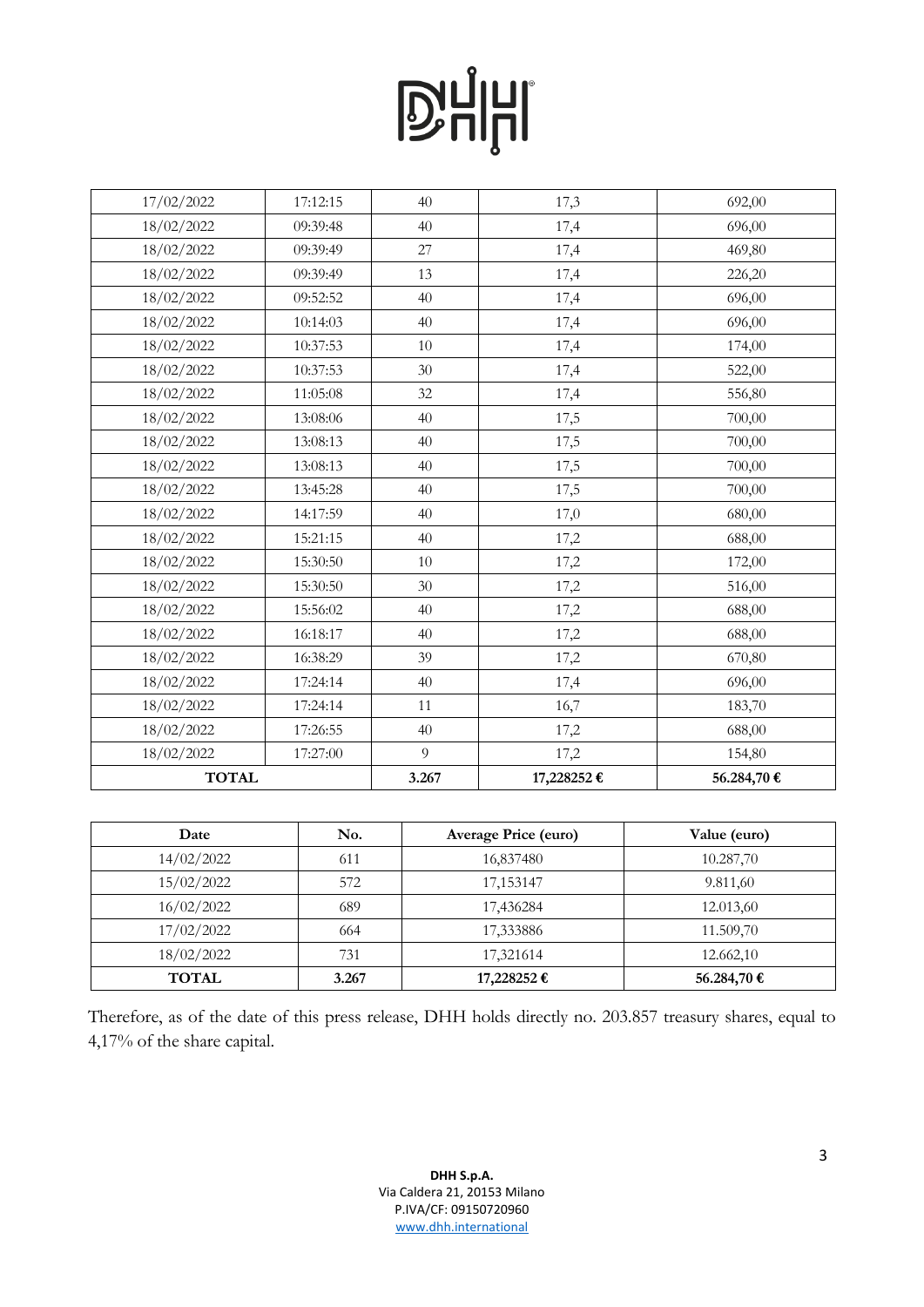| | | | | |
|---|---|---|---|---|
| 17/02/2022 | 17:12:15 | 40 | 17,3 | 692,00 |
| 18/02/2022 | 09:39:48 | 40 | 17,4 | 696,00 |
| 18/02/2022 | 09:39:49 | 27 | 17,4 | 469,80 |
| 18/02/2022 | 09:39:49 | 13 | 17,4 | 226,20 |
| 18/02/2022 | 09:52:52 | 40 | 17,4 | 696,00 |
| 18/02/2022 | 10:14:03 | 40 | 17,4 | 696,00 |
| 18/02/2022 | 10:37:53 | 10 | 17,4 | 174,00 |
| 18/02/2022 | 10:37:53 | 30 | 17,4 | 522,00 |
| 18/02/2022 | 11:05:08 | 32 | 17,4 | 556,80 |
| 18/02/2022 | 13:08:06 | 40 | 17,5 | 700,00 |
| 18/02/2022 | 13:08:13 | 40 | 17,5 | 700,00 |
| 18/02/2022 | 13:08:13 | 40 | 17,5 | 700,00 |
| 18/02/2022 | 13:45:28 | 40 | 17,5 | 700,00 |
| 18/02/2022 | 14:17:59 | 40 | 17,0 | 680,00 |
| 18/02/2022 | 15:21:15 | 40 | 17,2 | 688,00 |
| 18/02/2022 | 15:30:50 | 10 | 17,2 | 172,00 |
| 18/02/2022 | 15:30:50 | 30 | 17,2 | 516,00 |
| 18/02/2022 | 15:56:02 | 40 | 17,2 | 688,00 |
| 18/02/2022 | 16:18:17 | 40 | 17,2 | 688,00 |
| 18/02/2022 | 16:38:29 | 39 | 17,2 | 670,80 |
| 18/02/2022 | 17:24:14 | 40 | 17,4 | 696,00 |
| 18/02/2022 | 17:24:14 | 11 | 16,7 | 183,70 |
| 18/02/2022 | 17:26:55 | 40 | 17,2 | 688,00 |
| 18/02/2022 | 17:27:00 | 9 | 17,2 | 154,80 |
| **TOTAL** | | **3.267** | **17,228252 €** | **56.284,70 €** |

| Date | No. | Average Price (euro) | Value (euro) |
|---|---|---|---|
| 14/02/2022 | 611 | 16,837480 | 10.287,70 |
| 15/02/2022 | 572 | 17,153147 | 9.811,60 |
| 16/02/2022 | 689 | 17,436284 | 12.013,60 |
| 17/02/2022 | 664 | 17,333886 | 11.509,70 |
| 18/02/2022 | 731 | 17,321614 | 12.662,10 |
| **TOTAL** | **3.267** | **17,228252 €** | **56.284,70 €** |

Therefore, as of the date of this press release, DHH holds directly no. 203.857 treasury shares, equal to 4,17% of the share capital.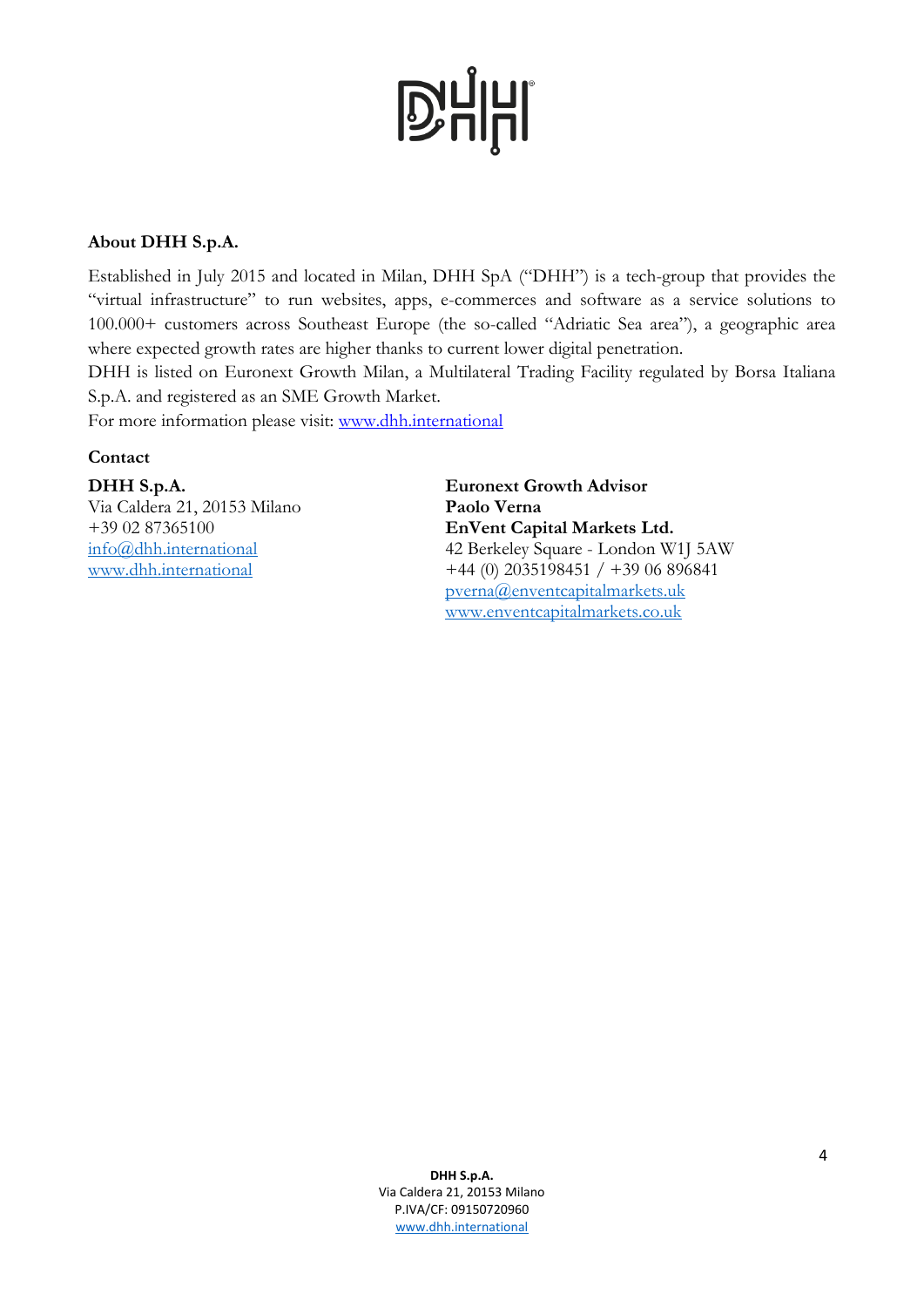**About DHH S.p.A.**

Established in July 2015 and located in Milan, DHH SpA ("DHH") is a tech-group that provides the "virtual infrastructure" to run websites, apps, e-commerces and software as a service solutions to 100.000+ customers across Southeast Europe (the so-called "Adriatic Sea area"), a geographic area where expected growth rates are higher thanks to current lower digital penetration.
DHH is listed on Euronext Growth Milan, a Multilateral Trading Facility regulated by Borsa Italiana S.p.A. and registered as an SME Growth Market.
For more information please visit: [www.dhh.international](www.dhh.international)

**Contact**

**DHH S.p.A.**
Via Caldera 21, 20153 Milano
+39 02 87365100
[info@dhh.international](mailto:info@dhh.international)
[www.dhh.international](www.dhh.international)

**Euronext Growth Advisor**
**Paolo Verna**
**EnVent Capital Markets Ltd.**
42 Berkeley Square - London W1J 5AW
+44 (0) 2035198451 / +39 06 896841
[pverna@enventcapitalmarkets.uk](mailto:pverna@enventcapitalmarkets.uk)
[www.enventcapitalmarkets.co.uk](www.enventcapitalmarkets.co.uk)